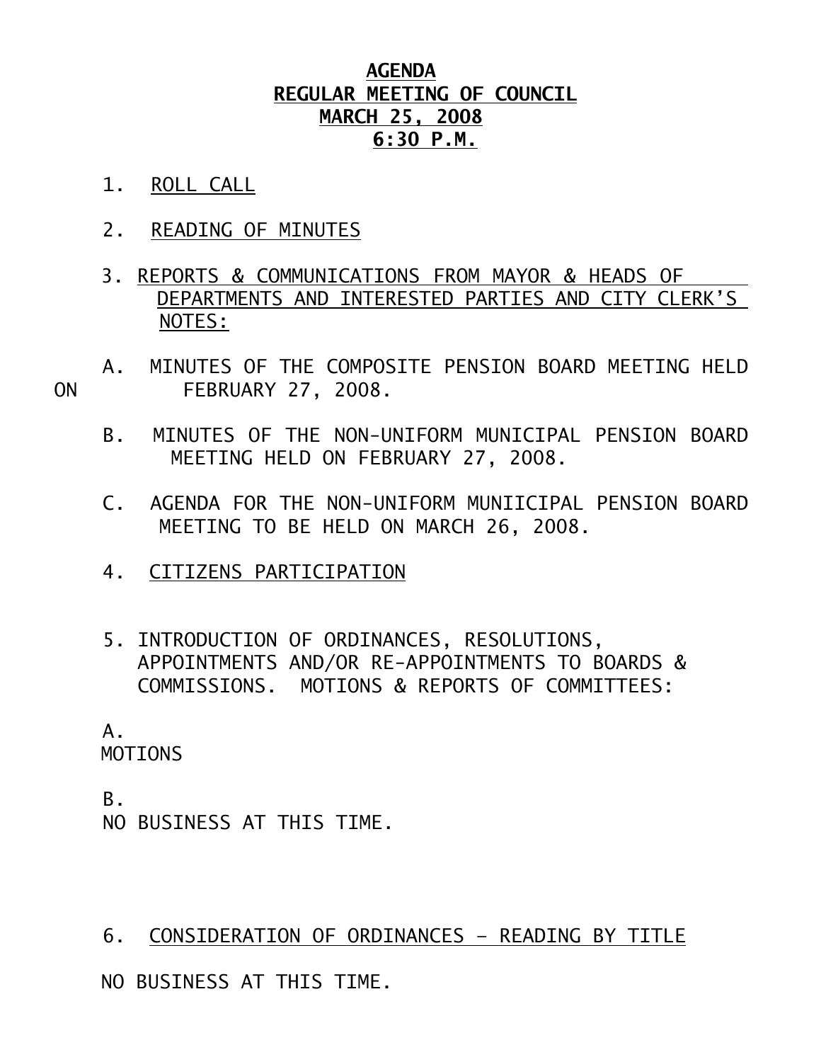# AGENDA

## REGULAR MEETING OF COUNCIL

## MARCH 25, 2008

## 6:30 P.M.

1. ROLL CALL

2. READING OF MINUTES

3. REPORTS & COMMUNICATIONS FROM MAYOR & HEADS OF DEPARTMENTS AND INTERESTED PARTIES AND CITY CLERK'S NOTES:

   A. MINUTES OF THE COMPOSITE PENSION BOARD MEETING HELD ON FEBRUARY 27, 2008.

   B. MINUTES OF THE NON-UNIFORM MUNICIPAL PENSION BOARD MEETING HELD ON FEBRUARY 27, 2008.

   C. AGENDA FOR THE NON-UNIFORM MUNIICIPAL PENSION BOARD MEETING TO BE HELD ON MARCH 26, 2008.

4. CITIZENS PARTICIPATION

5. INTRODUCTION OF ORDINANCES, RESOLUTIONS, APPOINTMENTS AND/OR RE-APPOINTMENTS TO BOARDS & COMMISSIONS. MOTIONS & REPORTS OF COMMITTEES:

   A. MOTIONS

   B. NO BUSINESS AT THIS TIME.

6. CONSIDERATION OF ORDINANCES – READING BY TITLE

   NO BUSINESS AT THIS TIME.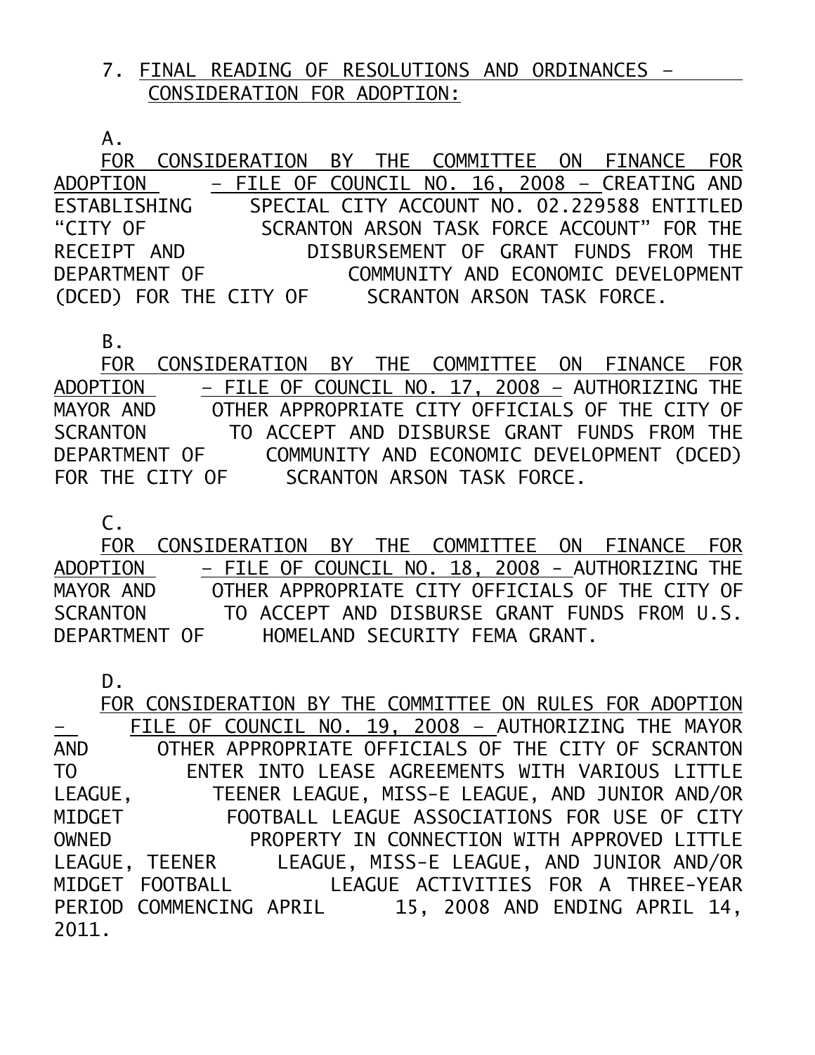7. FINAL READING OF RESOLUTIONS AND ORDINANCES – CONSIDERATION FOR ADOPTION:

A.

FOR CONSIDERATION BY THE COMMITTEE ON FINANCE FOR ADOPTION – FILE OF COUNCIL NO. 16, 2008 – CREATING AND ESTABLISHING SPECIAL CITY ACCOUNT NO. 02.229588 ENTITLED "CITY OF SCRANTON ARSON TASK FORCE ACCOUNT" FOR THE RECEIPT AND DISBURSEMENT OF GRANT FUNDS FROM THE DEPARTMENT OF COMMUNITY AND ECONOMIC DEVELOPMENT (DCED) FOR THE CITY OF SCRANTON ARSON TASK FORCE.

B.

FOR CONSIDERATION BY THE COMMITTEE ON FINANCE FOR ADOPTION – FILE OF COUNCIL NO. 17, 2008 – AUTHORIZING THE MAYOR AND OTHER APPROPRIATE CITY OFFICIALS OF THE CITY OF SCRANTON TO ACCEPT AND DISBURSE GRANT FUNDS FROM THE DEPARTMENT OF COMMUNITY AND ECONOMIC DEVELOPMENT (DCED) FOR THE CITY OF SCRANTON ARSON TASK FORCE.

C.

FOR CONSIDERATION BY THE COMMITTEE ON FINANCE FOR ADOPTION – FILE OF COUNCIL NO. 18, 2008 - AUTHORIZING THE MAYOR AND OTHER APPROPRIATE CITY OFFICIALS OF THE CITY OF SCRANTON TO ACCEPT AND DISBURSE GRANT FUNDS FROM U.S. DEPARTMENT OF HOMELAND SECURITY FEMA GRANT.

D.

FOR CONSIDERATION BY THE COMMITTEE ON RULES FOR ADOPTION – FILE OF COUNCIL NO. 19, 2008 – AUTHORIZING THE MAYOR AND OTHER APPROPRIATE OFFICIALS OF THE CITY OF SCRANTON TO ENTER INTO LEASE AGREEMENTS WITH VARIOUS LITTLE LEAGUE, TEENER LEAGUE, MISS-E LEAGUE, AND JUNIOR AND/OR MIDGET FOOTBALL LEAGUE ASSOCIATIONS FOR USE OF CITY OWNED PROPERTY IN CONNECTION WITH APPROVED LITTLE LEAGUE, TEENER LEAGUE, MISS-E LEAGUE, AND JUNIOR AND/OR MIDGET FOOTBALL LEAGUE ACTIVITIES FOR A THREE-YEAR PERIOD COMMENCING APRIL 15, 2008 AND ENDING APRIL 14, 2011.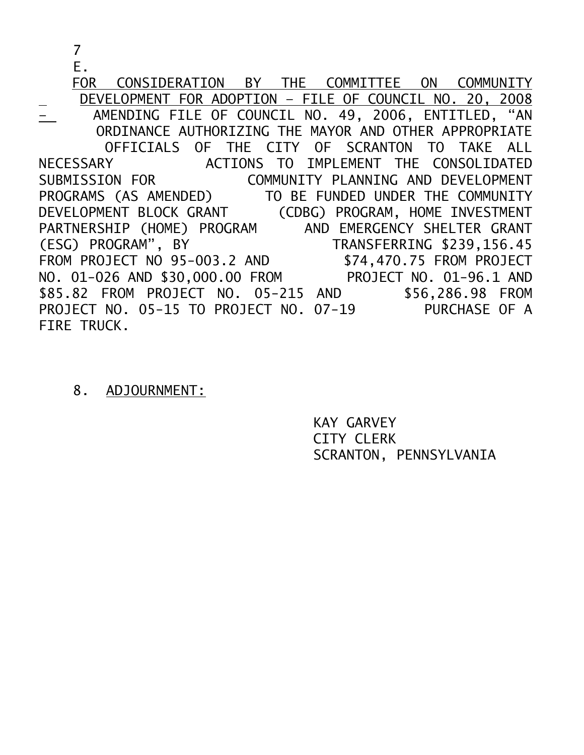7E. <u>FOR CONSIDERATION BY THE COMMITTEE ON COMMUNITY DEVELOPMENT FOR ADOPTION – FILE OF COUNCIL NO. 20, 2008 –</u> AMENDING FILE OF COUNCIL NO. 49, 2006, ENTITLED, "AN ORDINANCE AUTHORIZING THE MAYOR AND OTHER APPROPRIATE OFFICIALS OF THE CITY OF SCRANTON TO TAKE ALL NECESSARY ACTIONS TO IMPLEMENT THE CONSOLIDATED SUBMISSION FOR COMMUNITY PLANNING AND DEVELOPMENT PROGRAMS (AS AMENDED) TO BE FUNDED UNDER THE COMMUNITY DEVELOPMENT BLOCK GRANT (CDBG) PROGRAM, HOME INVESTMENT PARTNERSHIP (HOME) PROGRAM AND EMERGENCY SHELTER GRANT (ESG) PROGRAM", BY TRANSFERRING $239,156.45 FROM PROJECT NO 95-003.2 AND $74,470.75 FROM PROJECT NO. 01-026 AND $30,000.00 FROM PROJECT NO. 01-96.1 AND $85.82 FROM PROJECT NO. 05-215 AND $56,286.98 FROM PROJECT NO. 05-15 TO PROJECT NO. 07-19 PURCHASE OF A FIRE TRUCK.

8. <u>ADJOURNMENT:</u>

KAY GARVEY
CITY CLERK
SCRANTON, PENNSYLVANIA